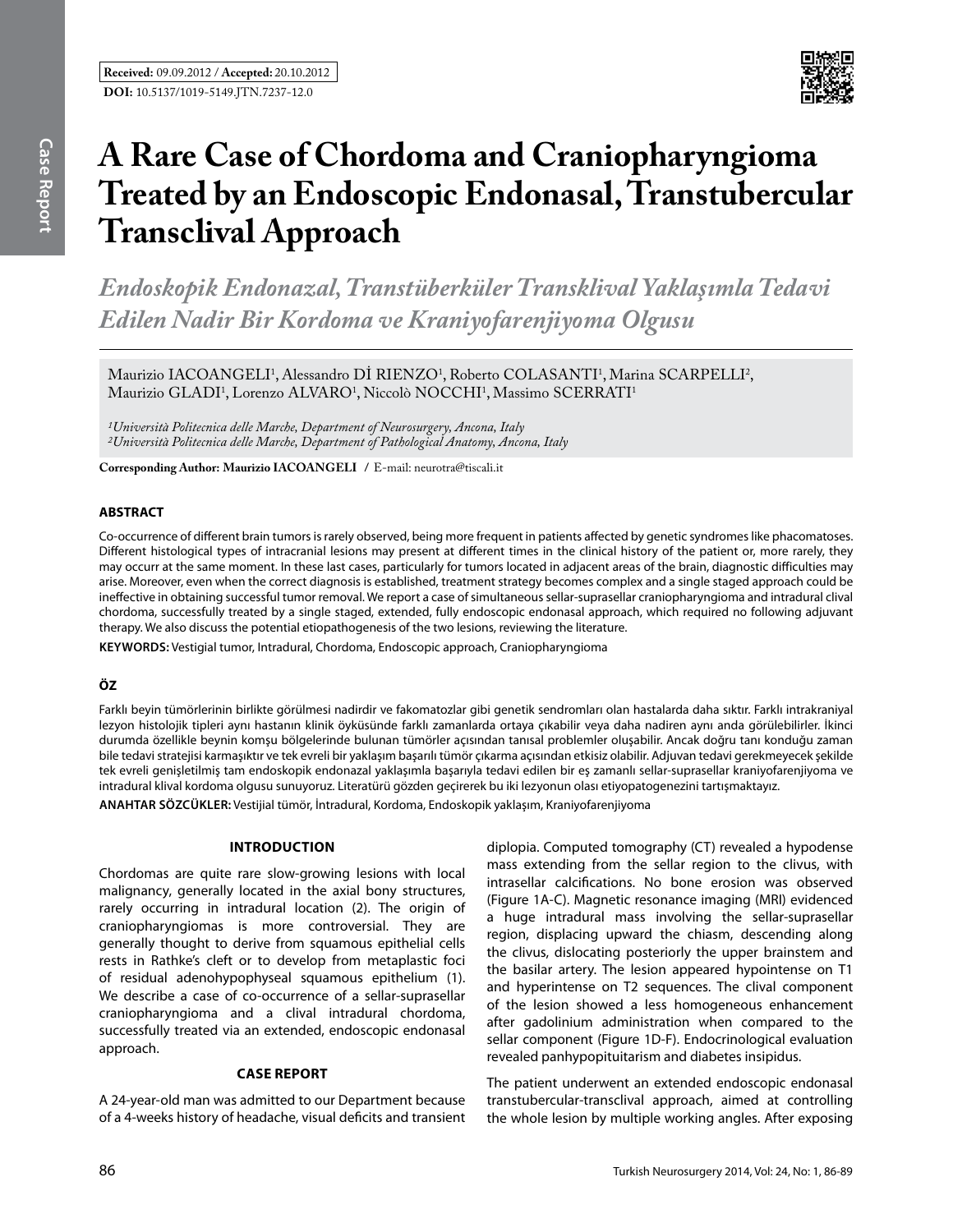**Received:** 09.09.2012 / **Accepted:** 20.10.2012

**DOI:** 10.5137/1019-5149.JTN.7237-12.0

Case Report

# A Rare Case of Chordoma and Craniopharyngioma Treated by an Endoscopic Endonasal, Transtubercular Transclival Approach

## *Endoskopik Endonazal, Transtüberküler Transklival Yaklaşımla Tedavi Edilen Nadir Bir Kordoma ve Kraniyofarenjiyoma Olgusu*

Maurizio IACOANGELI[1], Alessandro Dİ RIENZO[1], Roberto COLASANTI[1], Marina SCARPELLI[2], Maurizio GLADI[1], Lorenzo ALVARO[1], Niccolò NOCCHI[1], Massimo SCERRATI[1]

*[1]Università Politecnica delle Marche, Department of Neurosurgery, Ancona, Italy*
*[2]Università Politecnica delle Marche, Department of Pathological Anatomy, Ancona, Italy*

**Corresponding Author: Maurizio IACOANGELI** / E-mail: neurotra@tiscali.it

### ABSTRACT

Co-occurrence of different brain tumors is rarely observed, being more frequent in patients affected by genetic syndromes like phacomatoses. Different histological types of intracranial lesions may present at different times in the clinical history of the patient or, more rarely, they may occurr at the same moment. In these last cases, particularly for tumors located in adjacent areas of the brain, diagnostic difficulties may arise. Moreover, even when the correct diagnosis is established, treatment strategy becomes complex and a single staged approach could be ineffective in obtaining successful tumor removal. We report a case of simultaneous sellar-suprasellar craniopharyngioma and intradural clival chordoma, successfully treated by a single staged, extended, fully endoscopic endonasal approach, which required no following adjuvant therapy. We also discuss the potential etiopathogenesis of the two lesions, reviewing the literature.

**KEYWORDS:** Vestigial tumor, Intradural, Chordoma, Endoscopic approach, Craniopharyngioma

### ÖZ

Farklı beyin tümörlerinin birlikte görülmesi nadirdir ve fakomatozlar gibi genetik sendromları olan hastalarda daha sıktır. Farklı intrakraniyal lezyon histolojik tipleri aynı hastanın klinik öyküsünde farklı zamanlarda ortaya çıkabilir veya daha nadiren aynı anda görülebilirler. İkinci durumda özellikle beynin komşu bölgelerinde bulunan tümörler açısından tanısal problemler oluşabilir. Ancak doğru tanı konduğu zaman bile tedavi stratejisi karmaşıktır ve tek evreli bir yaklaşım başarılı tümör çıkarma açısından etkisiz olabilir. Adjuvan tedavi gerekmeyecek şekilde tek evreli genişletilmiş tam endoskopik endonazal yaklaşımla başarıyla tedavi edilen bir eş zamanlı sellar-suprasellar kraniyofarenjiyoma ve intradural klival kordoma olgusu sunuyoruz. Literatürü gözden geçirerek bu iki lezyonun olası etiyopatogenezini tartışmaktayız.

**ANAHTAR SÖZCÜKLER:** Vestijial tümör, İntradural, Kordoma, Endoskopik yaklaşım, Kraniyofarenjiyoma

### INTRODUCTION

Chordomas are quite rare slow-growing lesions with local malignancy, generally located in the axial bony structures, rarely occurring in intradural location (2). The origin of craniopharyngiomas is more controversial. They are generally thought to derive from squamous epithelial cells rests in Rathke's cleft or to develop from metaplastic foci of residual adenohypophyseal squamous epithelium (1). We describe a case of co-occurrence of a sellar-suprasellar craniopharyngioma and a clival intradural chordoma, successfully treated via an extended, endoscopic endonasal approach.

### CASE REPORT

A 24-year-old man was admitted to our Department because of a 4-weeks history of headache, visual deficits and transient diplopia. Computed tomography (CT) revealed a hypodense mass extending from the sellar region to the clivus, with intrasellar calcifications. No bone erosion was observed (Figure 1A-C). Magnetic resonance imaging (MRI) evidenced a huge intradural mass involving the sellar-suprasellar region, displacing upward the chiasm, descending along the clivus, dislocating posteriorly the upper brainstem and the basilar artery. The lesion appeared hypointense on T1 and hyperintense on T2 sequences. The clival component of the lesion showed a less homogeneous enhancement after gadolinium administration when compared to the sellar component (Figure 1D-F). Endocrinological evaluation revealed panhypopituitarism and diabetes insipidus.

The patient underwent an extended endoscopic endonasal transtubercular-transclival approach, aimed at controlling the whole lesion by multiple working angles. After exposing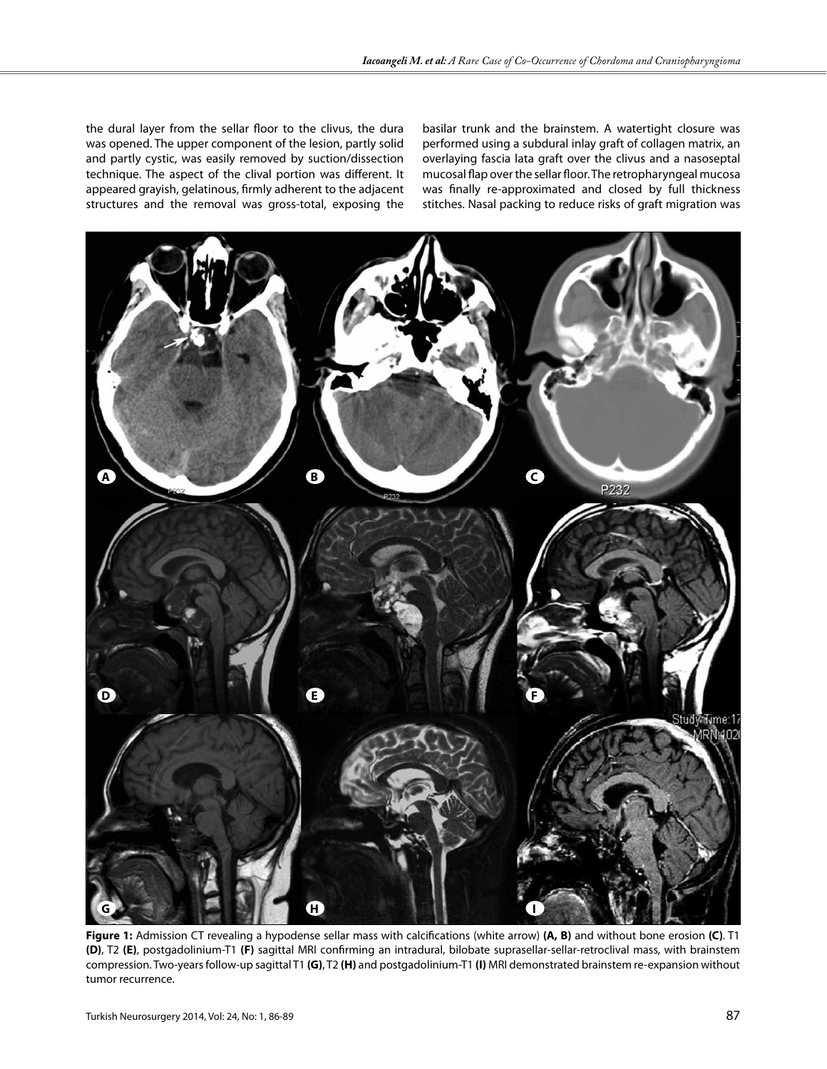the dural layer from the sellar floor to the clivus, the dura was opened. The upper component of the lesion, partly solid and partly cystic, was easily removed by suction/dissection technique. The aspect of the clival portion was different. It appeared grayish, gelatinous, firmly adherent to the adjacent structures and the removal was gross-total, exposing the basilar trunk and the brainstem. A watertight closure was performed using a subdural inlay graft of collagen matrix, an overlaying fascia lata graft over the clivus and a nasoseptal mucosal flap over the sellar floor. The retropharyngeal mucosa was finally re-approximated and closed by full thickness stitches. Nasal packing to reduce risks of graft migration was

**Figure 1:** Admission CT revealing a hypodense sellar mass with calcifications (white arrow) **(A, B)** and without bone erosion **(C)**. T1 **(D)**, T2 **(E)**, postgadolinium-T1 **(F)** sagittal MRI confirming an intradural, bilobate suprasellar-sellar-retroclival mass, with brainstem compression. Two-years follow-up sagittal T1 **(G)**, T2 **(H)** and postgadolinium-T1 **(I)** MRI demonstrated brainstem re-expansion without tumor recurrence.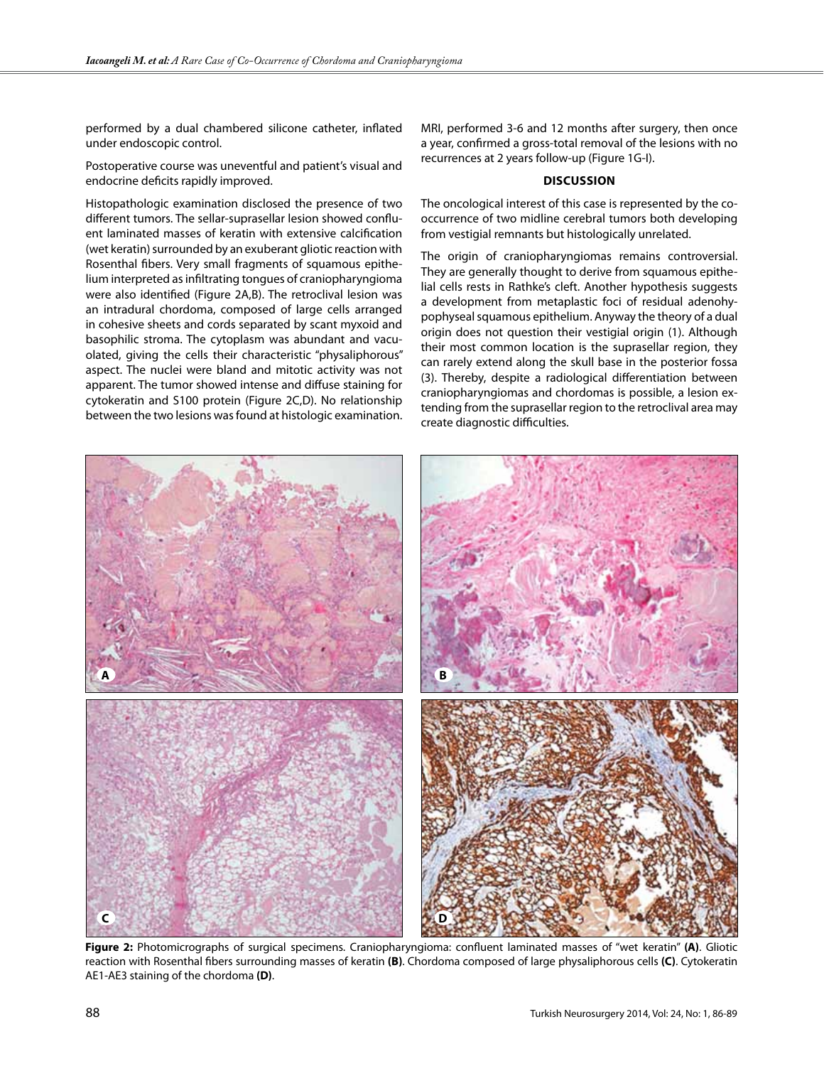performed by a dual chambered silicone catheter, inflated under endoscopic control.

Postoperative course was uneventful and patient's visual and endocrine deficits rapidly improved.

Histopathologic examination disclosed the presence of two different tumors. The sellar-suprasellar lesion showed confluent laminated masses of keratin with extensive calcification (wet keratin) surrounded by an exuberant gliotic reaction with Rosenthal fibers. Very small fragments of squamous epithelium interpreted as infiltrating tongues of craniopharyngioma were also identified (Figure 2A,B). The retroclival lesion was an intradural chordoma, composed of large cells arranged in cohesive sheets and cords separated by scant myxoid and basophilic stroma. The cytoplasm was abundant and vacuolated, giving the cells their characteristic "physaliphorous" aspect. The nuclei were bland and mitotic activity was not apparent. The tumor showed intense and diffuse staining for cytokeratin and S100 protein (Figure 2C,D). No relationship between the two lesions was found at histologic examination.

MRI, performed 3-6 and 12 months after surgery, then once a year, confirmed a gross-total removal of the lesions with no recurrences at 2 years follow-up (Figure 1G-I).

## DISCUSSION

The oncological interest of this case is represented by the co-occurrence of two midline cerebral tumors both developing from vestigial remnants but histologically unrelated.

The origin of craniopharyngiomas remains controversial. They are generally thought to derive from squamous epithelial cells rests in Rathke's cleft. Another hypothesis suggests a development from metaplastic foci of residual adenohypophyseal squamous epithelium. Anyway the theory of a dual origin does not question their vestigial origin (1). Although their most common location is the suprasellar region, they can rarely extend along the skull base in the posterior fossa (3). Thereby, despite a radiological differentiation between craniopharyngiomas and chordomas is possible, a lesion extending from the suprasellar region to the retroclival area may create diagnostic difficulties.

**Figure 2:** Photomicrographs of surgical specimens. Craniopharyngioma: confluent laminated masses of "wet keratin" **(A)**. Gliotic reaction with Rosenthal fibers surrounding masses of keratin **(B)**. Chordoma composed of large physaliphorous cells **(C)**. Cytokeratin AE1-AE3 staining of the chordoma **(D)**.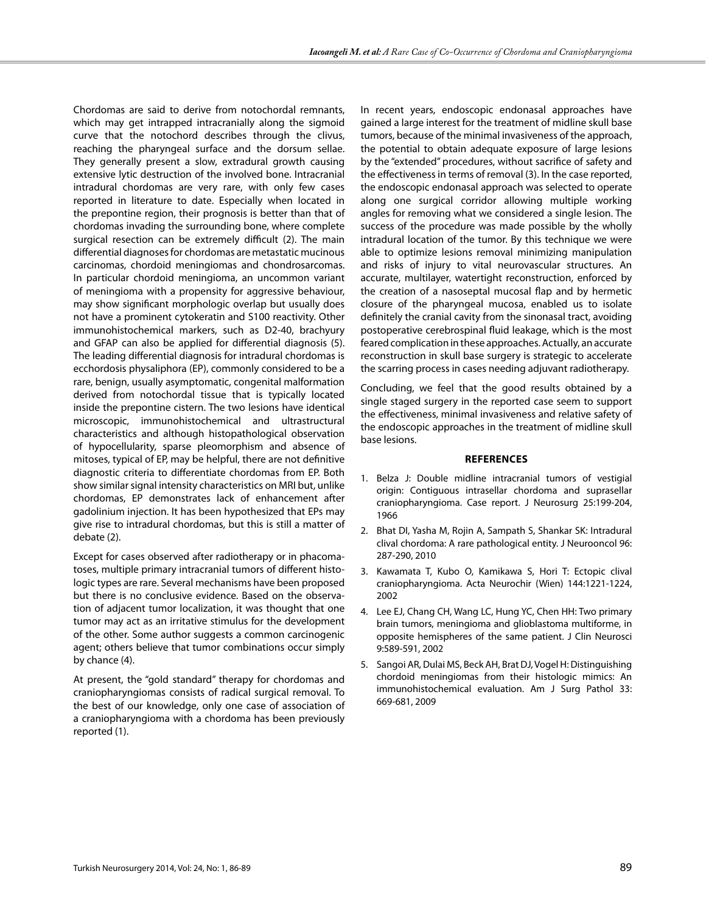Chordomas are said to derive from notochordal remnants, which may get intrapped intracranially along the sigmoid curve that the notochord describes through the clivus, reaching the pharyngeal surface and the dorsum sellae. They generally present a slow, extradural growth causing extensive lytic destruction of the involved bone. Intracranial intradural chordomas are very rare, with only few cases reported in literature to date. Especially when located in the prepontine region, their prognosis is better than that of chordomas invading the surrounding bone, where complete surgical resection can be extremely difficult (2). The main differential diagnoses for chordomas are metastatic mucinous carcinomas, chordoid meningiomas and chondrosarcomas. In particular chordoid meningioma, an uncommon variant of meningioma with a propensity for aggressive behaviour, may show significant morphologic overlap but usually does not have a prominent cytokeratin and S100 reactivity. Other immunohistochemical markers, such as D2-40, brachyury and GFAP can also be applied for differential diagnosis (5). The leading differential diagnosis for intradural chordomas is ecchordosis physaliphora (EP), commonly considered to be a rare, benign, usually asymptomatic, congenital malformation derived from notochordal tissue that is typically located inside the prepontine cistern. The two lesions have identical microscopic, immunohistochemical and ultrastructural characteristics and although histopathological observation of hypocellularity, sparse pleomorphism and absence of mitoses, typical of EP, may be helpful, there are not definitive diagnostic criteria to differentiate chordomas from EP. Both show similar signal intensity characteristics on MRI but, unlike chordomas, EP demonstrates lack of enhancement after gadolinium injection. It has been hypothesized that EPs may give rise to intradural chordomas, but this is still a matter of debate (2).

Except for cases observed after radiotherapy or in phacomatoses, multiple primary intracranial tumors of different histologic types are rare. Several mechanisms have been proposed but there is no conclusive evidence. Based on the observation of adjacent tumor localization, it was thought that one tumor may act as an irritative stimulus for the development of the other. Some author suggests a common carcinogenic agent; others believe that tumor combinations occur simply by chance (4).

At present, the "gold standard" therapy for chordomas and craniopharyngiomas consists of radical surgical removal. To the best of our knowledge, only one case of association of a craniopharyngioma with a chordoma has been previously reported (1).

In recent years, endoscopic endonasal approaches have gained a large interest for the treatment of midline skull base tumors, because of the minimal invasiveness of the approach, the potential to obtain adequate exposure of large lesions by the "extended" procedures, without sacrifice of safety and the effectiveness in terms of removal (3). In the case reported, the endoscopic endonasal approach was selected to operate along one surgical corridor allowing multiple working angles for removing what we considered a single lesion. The success of the procedure was made possible by the wholly intradural location of the tumor. By this technique we were able to optimize lesions removal minimizing manipulation and risks of injury to vital neurovascular structures. An accurate, multilayer, watertight reconstruction, enforced by the creation of a nasoseptal mucosal flap and by hermetic closure of the pharyngeal mucosa, enabled us to isolate definitely the cranial cavity from the sinonasal tract, avoiding postoperative cerebrospinal fluid leakage, which is the most feared complication in these approaches. Actually, an accurate reconstruction in skull base surgery is strategic to accelerate the scarring process in cases needing adjuvant radiotherapy.

Concluding, we feel that the good results obtained by a single staged surgery in the reported case seem to support the effectiveness, minimal invasiveness and relative safety of the endoscopic approaches in the treatment of midline skull base lesions.

## REFERENCES

1. Belza J: Double midline intracranial tumors of vestigial origin: Contiguous intrasellar chordoma and suprasellar craniopharyngioma. Case report. J Neurosurg 25:199-204, 1966
2. Bhat DI, Yasha M, Rojin A, Sampath S, Shankar SK: Intradural clival chordoma: A rare pathological entity. J Neurooncol 96: 287-290, 2010
3. Kawamata T, Kubo O, Kamikawa S, Hori T: Ectopic clival craniopharyngioma. Acta Neurochir (Wien) 144:1221-1224, 2002
4. Lee EJ, Chang CH, Wang LC, Hung YC, Chen HH: Two primary brain tumors, meningioma and glioblastoma multiforme, in opposite hemispheres of the same patient. J Clin Neurosci 9:589-591, 2002
5. Sangoi AR, Dulai MS, Beck AH, Brat DJ, Vogel H: Distinguishing chordoid meningiomas from their histologic mimics: An immunohistochemical evaluation. Am J Surg Pathol 33: 669-681, 2009